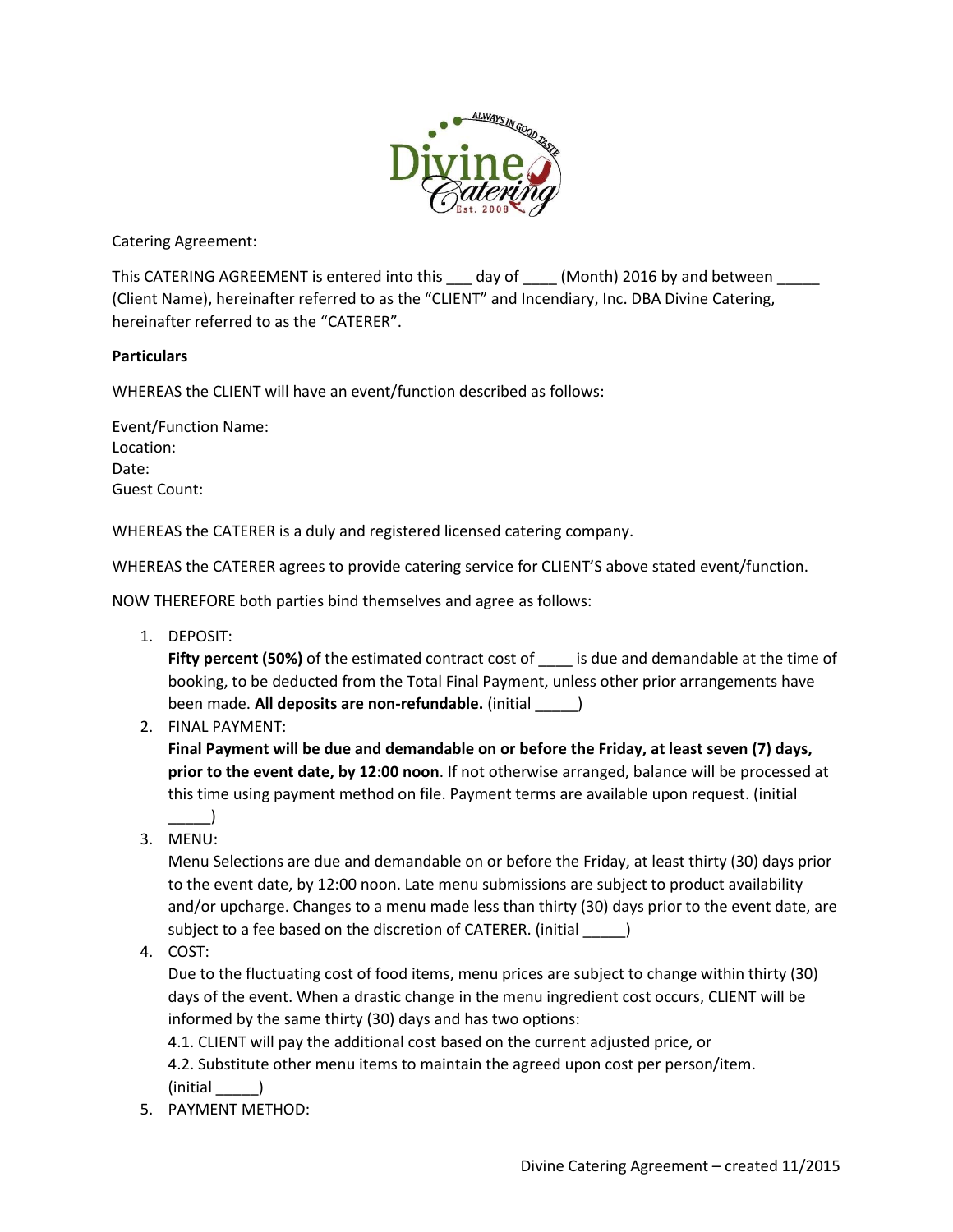Catering Agreement:

This CATERING AGREEMENT is entered into this ___ day of ____ (Month) 2016 by and between _____ (Client Name), hereinafter referred to as the "CLIENT" and Incendiary, Inc. DBA Divine Catering, hereinafter referred to as the "CATERER".

**Particulars**

WHEREAS the CLIENT will have an event/function described as follows:

Event/Function Name:
Location:
Date:
Guest Count:

WHEREAS the CATERER is a duly and registered licensed catering company.

WHEREAS the CATERER agrees to provide catering service for CLIENT'S above stated event/function.

NOW THEREFORE both parties bind themselves and agree as follows:

1. DEPOSIT:
   **Fifty percent (50%)** of the estimated contract cost of ____ is due and demandable at the time of booking, to be deducted from the Total Final Payment, unless other prior arrangements have been made. **All deposits are non-refundable.** (initial _____)
2. FINAL PAYMENT:
   **Final Payment will be due and demandable on or before the Friday, at least seven (7) days, prior to the event date, by 12:00 noon**. If not otherwise arranged, balance will be processed at this time using payment method on file. Payment terms are available upon request. (initial _____)
3. MENU:
   Menu Selections are due and demandable on or before the Friday, at least thirty (30) days prior to the event date, by 12:00 noon. Late menu submissions are subject to product availability and/or upcharge. Changes to a menu made less than thirty (30) days prior to the event date, are subject to a fee based on the discretion of CATERER. (initial _____)
4. COST:
   Due to the fluctuating cost of food items, menu prices are subject to change within thirty (30) days of the event. When a drastic change in the menu ingredient cost occurs, CLIENT will be informed by the same thirty (30) days and has two options:
   4.1. CLIENT will pay the additional cost based on the current adjusted price, or
   4.2. Substitute other menu items to maintain the agreed upon cost per person/item.
   (initial _____)
5. PAYMENT METHOD: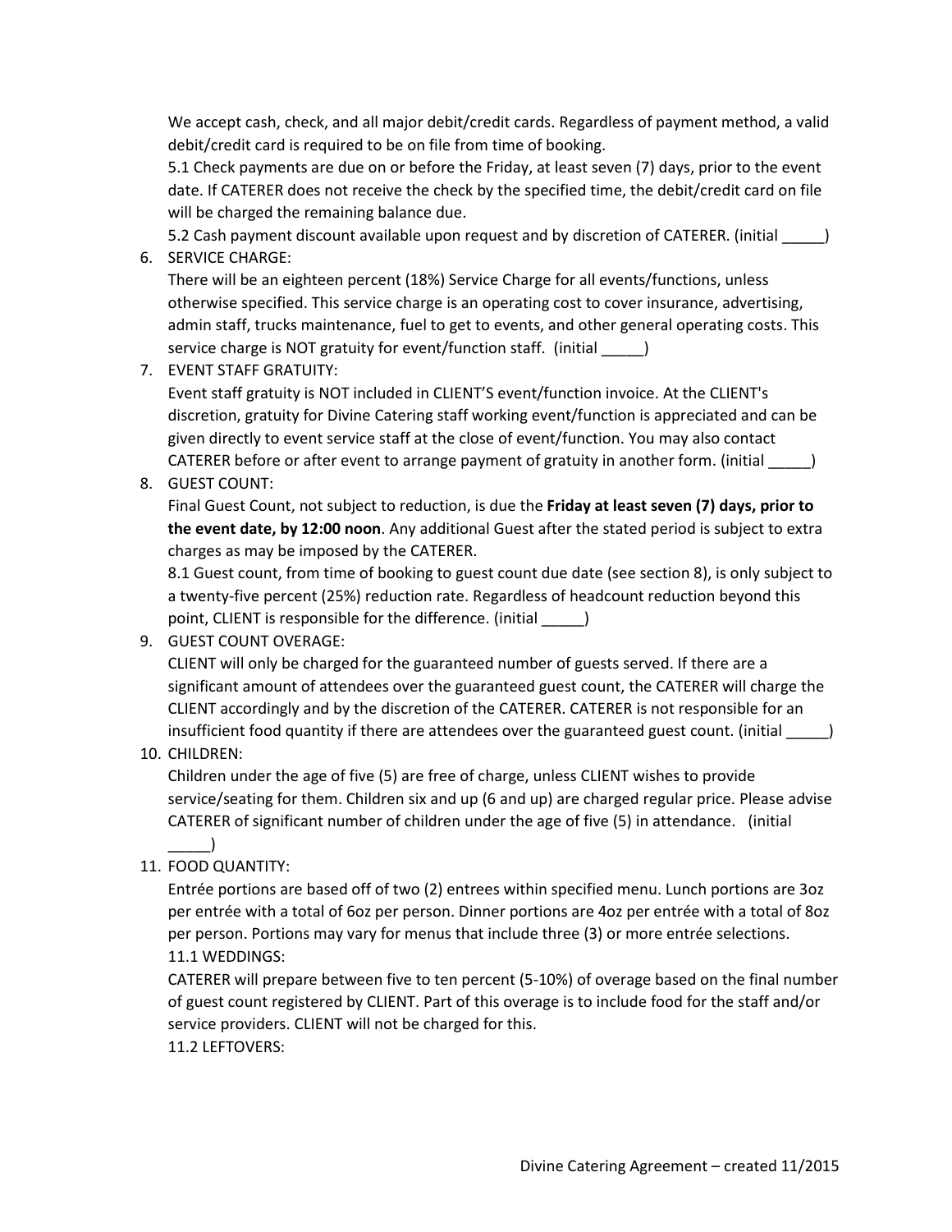We accept cash, check, and all major debit/credit cards. Regardless of payment method, a valid debit/credit card is required to be on file from time of booking.

5.1 Check payments are due on or before the Friday, at least seven (7) days, prior to the event date. If CATERER does not receive the check by the specified time, the debit/credit card on file will be charged the remaining balance due.

5.2 Cash payment discount available upon request and by discretion of CATERER. (initial _____)

6. SERVICE CHARGE:

   There will be an eighteen percent (18%) Service Charge for all events/functions, unless otherwise specified. This service charge is an operating cost to cover insurance, advertising, admin staff, trucks maintenance, fuel to get to events, and other general operating costs. This service charge is NOT gratuity for event/function staff. (initial _____)

7. EVENT STAFF GRATUITY:

   Event staff gratuity is NOT included in CLIENT'S event/function invoice. At the CLIENT's discretion, gratuity for Divine Catering staff working event/function is appreciated and can be given directly to event service staff at the close of event/function. You may also contact CATERER before or after event to arrange payment of gratuity in another form. (initial _____)

8. GUEST COUNT:

   Final Guest Count, not subject to reduction, is due the **Friday at least seven (7) days, prior to the event date, by 12:00 noon**. Any additional Guest after the stated period is subject to extra charges as may be imposed by the CATERER.

   8.1 Guest count, from time of booking to guest count due date (see section 8), is only subject to a twenty-five percent (25%) reduction rate. Regardless of headcount reduction beyond this point, CLIENT is responsible for the difference. (initial _____)

9. GUEST COUNT OVERAGE:

   CLIENT will only be charged for the guaranteed number of guests served. If there are a significant amount of attendees over the guaranteed guest count, the CATERER will charge the CLIENT accordingly and by the discretion of the CATERER. CATERER is not responsible for an insufficient food quantity if there are attendees over the guaranteed guest count. (initial _____)

10. CHILDREN:

    Children under the age of five (5) are free of charge, unless CLIENT wishes to provide service/seating for them. Children six and up (6 and up) are charged regular price. Please advise CATERER of significant number of children under the age of five (5) in attendance. (initial _____)

11. FOOD QUANTITY:

    Entrée portions are based off of two (2) entrees within specified menu. Lunch portions are 3oz per entrée with a total of 6oz per person. Dinner portions are 4oz per entrée with a total of 8oz per person. Portions may vary for menus that include three (3) or more entrée selections.

    11.1 WEDDINGS:

    CATERER will prepare between five to ten percent (5-10%) of overage based on the final number of guest count registered by CLIENT. Part of this overage is to include food for the staff and/or service providers. CLIENT will not be charged for this.

    11.2 LEFTOVERS: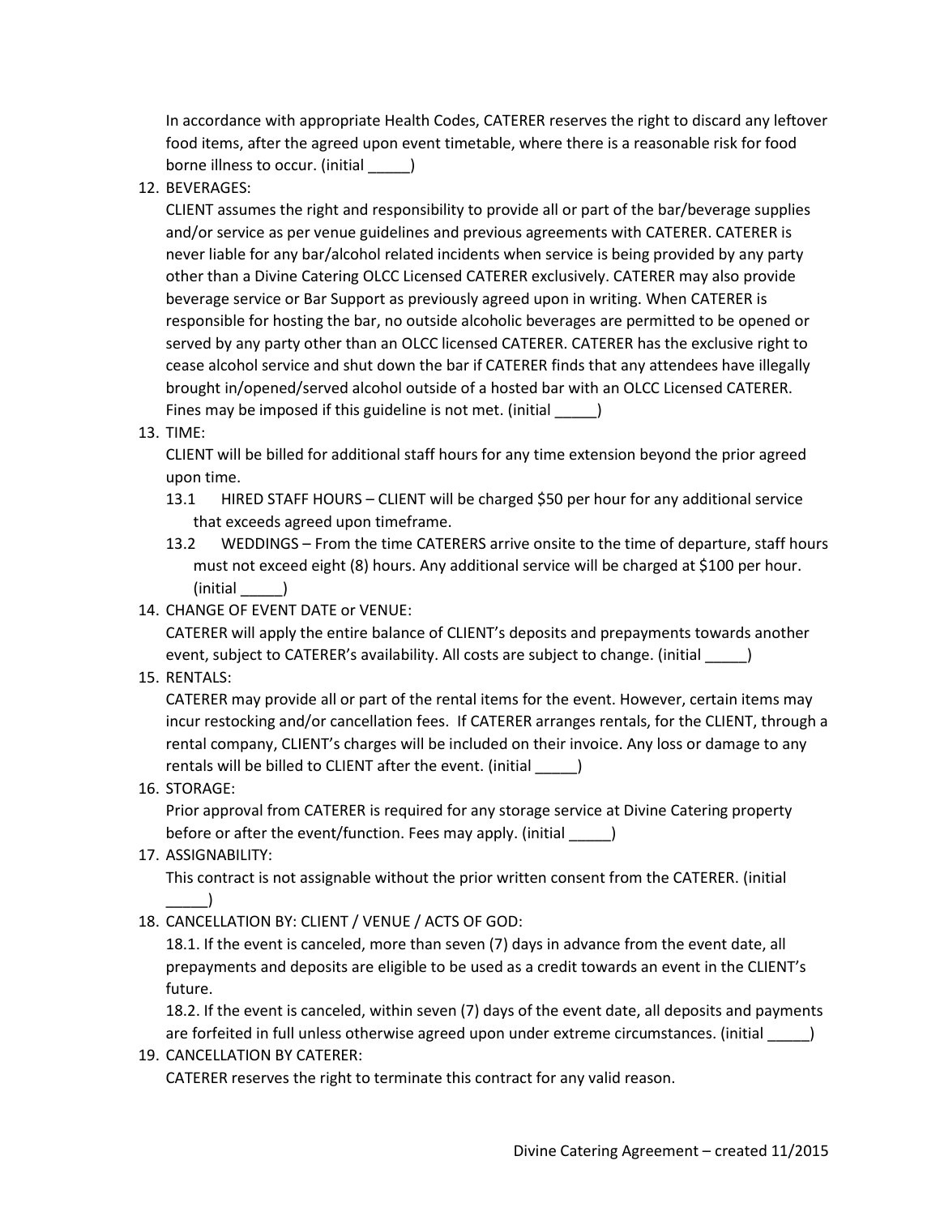In accordance with appropriate Health Codes, CATERER reserves the right to discard any leftover food items, after the agreed upon event timetable, where there is a reasonable risk for food borne illness to occur. (initial _____)

12. BEVERAGES:
    CLIENT assumes the right and responsibility to provide all or part of the bar/beverage supplies and/or service as per venue guidelines and previous agreements with CATERER. CATERER is never liable for any bar/alcohol related incidents when service is being provided by any party other than a Divine Catering OLCC Licensed CATERER exclusively. CATERER may also provide beverage service or Bar Support as previously agreed upon in writing. When CATERER is responsible for hosting the bar, no outside alcoholic beverages are permitted to be opened or served by any party other than an OLCC licensed CATERER. CATERER has the exclusive right to cease alcohol service and shut down the bar if CATERER finds that any attendees have illegally brought in/opened/served alcohol outside of a hosted bar with an OLCC Licensed CATERER. Fines may be imposed if this guideline is not met. (initial _____)
13. TIME:
    CLIENT will be billed for additional staff hours for any time extension beyond the prior agreed upon time.
    13.1 HIRED STAFF HOURS – CLIENT will be charged $50 per hour for any additional service that exceeds agreed upon timeframe.
    13.2 WEDDINGS – From the time CATERERS arrive onsite to the time of departure, staff hours must not exceed eight (8) hours. Any additional service will be charged at $100 per hour. (initial _____)
14. CHANGE OF EVENT DATE or VENUE:
    CATERER will apply the entire balance of CLIENT's deposits and prepayments towards another event, subject to CATERER's availability. All costs are subject to change. (initial _____)
15. RENTALS:
    CATERER may provide all or part of the rental items for the event. However, certain items may incur restocking and/or cancellation fees. If CATERER arranges rentals, for the CLIENT, through a rental company, CLIENT's charges will be included on their invoice. Any loss or damage to any rentals will be billed to CLIENT after the event. (initial _____)
16. STORAGE:
    Prior approval from CATERER is required for any storage service at Divine Catering property before or after the event/function. Fees may apply. (initial _____)
17. ASSIGNABILITY:
    This contract is not assignable without the prior written consent from the CATERER. (initial _____)
18. CANCELLATION BY: CLIENT / VENUE / ACTS OF GOD:
    18.1. If the event is canceled, more than seven (7) days in advance from the event date, all prepayments and deposits are eligible to be used as a credit towards an event in the CLIENT's future.
    18.2. If the event is canceled, within seven (7) days of the event date, all deposits and payments are forfeited in full unless otherwise agreed upon under extreme circumstances. (initial _____)
19. CANCELLATION BY CATERER:
    CATERER reserves the right to terminate this contract for any valid reason.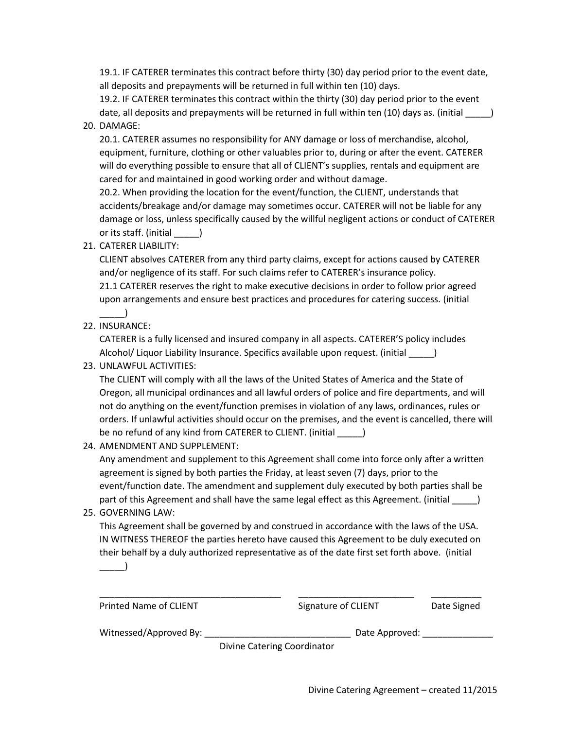19.1. IF CATERER terminates this contract before thirty (30) day period prior to the event date, all deposits and prepayments will be returned in full within ten (10) days.

19.2. IF CATERER terminates this contract within the thirty (30) day period prior to the event date, all deposits and prepayments will be returned in full within ten (10) days as. (initial _____)

20. DAMAGE:

    20.1. CATERER assumes no responsibility for ANY damage or loss of merchandise, alcohol, equipment, furniture, clothing or other valuables prior to, during or after the event. CATERER will do everything possible to ensure that all of CLIENT's supplies, rentals and equipment are cared for and maintained in good working order and without damage.

    20.2. When providing the location for the event/function, the CLIENT, understands that accidents/breakage and/or damage may sometimes occur. CATERER will not be liable for any damage or loss, unless specifically caused by the willful negligent actions or conduct of CATERER or its staff. (initial _____)

21. CATERER LIABILITY:

    CLIENT absolves CATERER from any third party claims, except for actions caused by CATERER and/or negligence of its staff. For such claims refer to CATERER's insurance policy.

    21.1 CATERER reserves the right to make executive decisions in order to follow prior agreed upon arrangements and ensure best practices and procedures for catering success. (initial _____)

22. INSURANCE:

    CATERER is a fully licensed and insured company in all aspects. CATERER'S policy includes Alcohol/ Liquor Liability Insurance. Specifics available upon request. (initial _____)

23. UNLAWFUL ACTIVITIES:

    The CLIENT will comply with all the laws of the United States of America and the State of Oregon, all municipal ordinances and all lawful orders of police and fire departments, and will not do anything on the event/function premises in violation of any laws, ordinances, rules or orders. If unlawful activities should occur on the premises, and the event is cancelled, there will be no refund of any kind from CATERER to CLIENT. (initial _____)

24. AMENDMENT AND SUPPLEMENT:

    Any amendment and supplement to this Agreement shall come into force only after a written agreement is signed by both parties the Friday, at least seven (7) days, prior to the event/function date. The amendment and supplement duly executed by both parties shall be part of this Agreement and shall have the same legal effect as this Agreement. (initial _____)

25. GOVERNING LAW:

    This Agreement shall be governed by and construed in accordance with the laws of the USA. IN WITNESS THEREOF the parties hereto have caused this Agreement to be duly executed on their behalf by a duly authorized representative as of the date first set forth above. (initial _____)

_____________________________________ ________________________ __________

Printed Name of CLIENT Signature of CLIENT Date Signed

Witnessed/Approved By: _____________________________ Date Approved: ______________

Divine Catering Coordinator

Divine Catering Agreement – created 11/2015